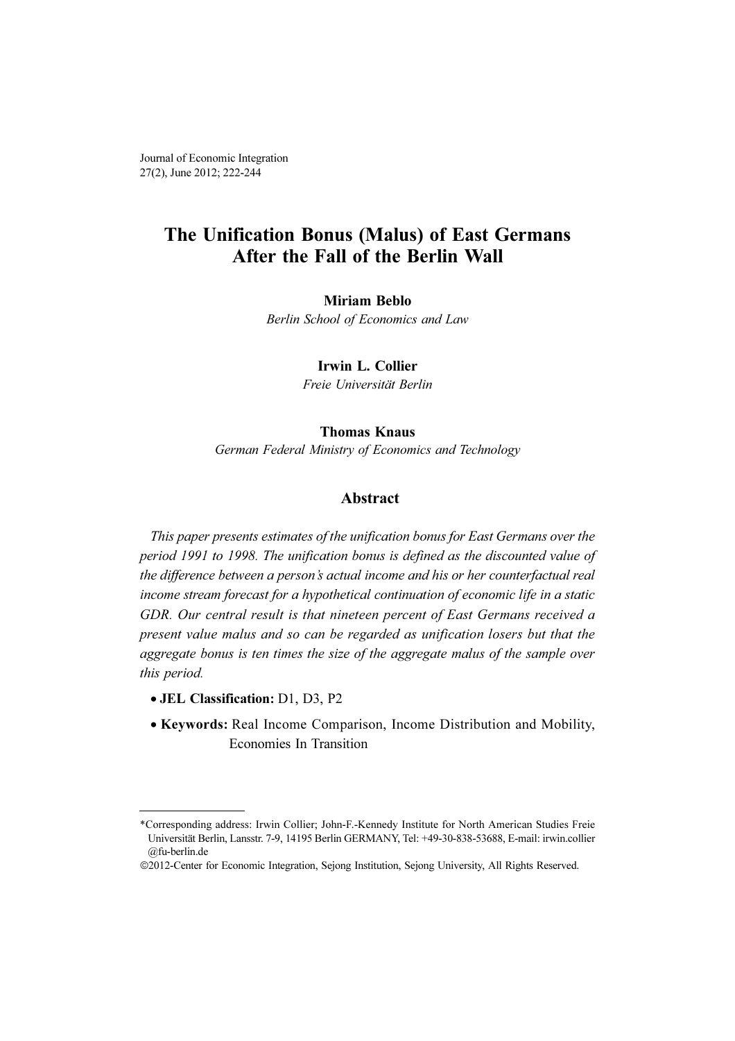# The Unification Bonus (Malus) of East Germans After the Fall of the Berlin Wall

**Miriam Beblo**

*Berlin School of Economics and Law*

**Irwin L. Collier**

*Freie Universität Berlin*

**Thomas Knaus**

*German Federal Ministry of Economics and Technology*

## Abstract

*This paper presents estimates of the unification bonus for East Germans over the period 1991 to 1998. The unification bonus is defined as the discounted value of the difference between a person's actual income and his or her counterfactual real income stream forecast for a hypothetical continuation of economic life in a static GDR. Our central result is that nineteen percent of East Germans received a present value malus and so can be regarded as unification losers but that the aggregate bonus is ten times the size of the aggregate malus of the sample over this period.*

- **JEL Classification:** D1, D3, P2
- **Keywords:** Real Income Comparison, Income Distribution and Mobility, Economies In Transition

---

*Corresponding address: Irwin Collier; John-F.-Kennedy Institute for North American Studies Freie Universität Berlin, Lansstr. 7-9, 14195 Berlin GERMANY, Tel: +49-30-838-53688, E-mail: irwin.collier@fu-berlin.de

©2012-Center for Economic Integration, Sejong Institution, Sejong University, All Rights Reserved.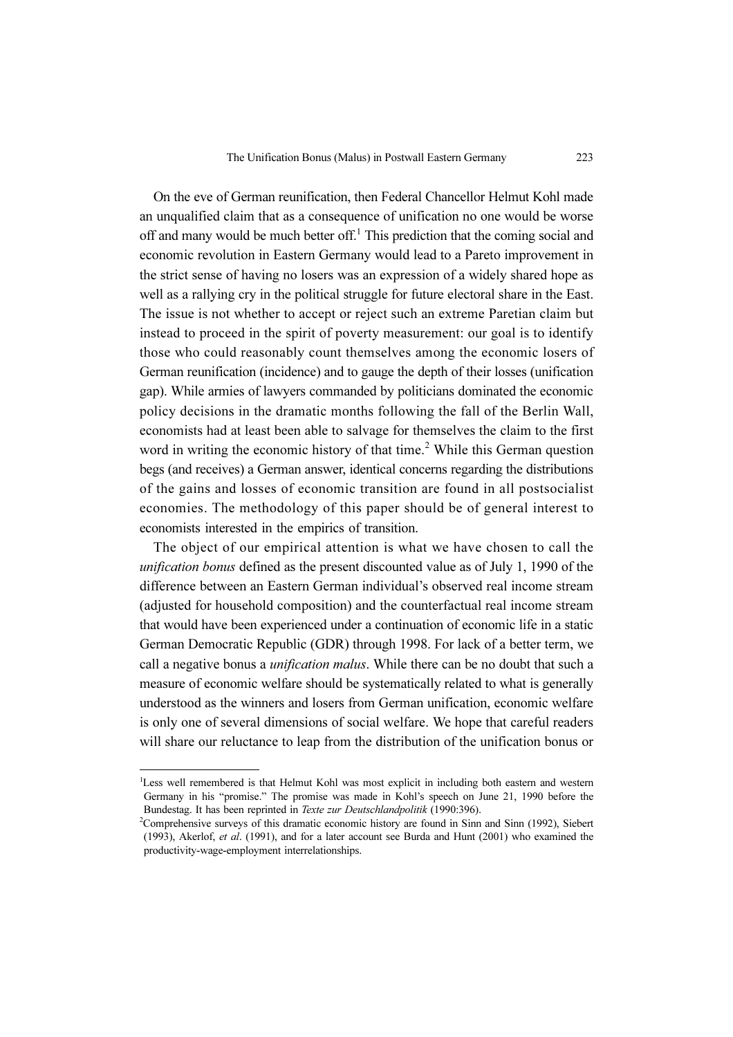On the eve of German reunification, then Federal Chancellor Helmut Kohl made an unqualified claim that as a consequence of unification no one would be worse off and many would be much better off.[1] This prediction that the coming social and economic revolution in Eastern Germany would lead to a Pareto improvement in the strict sense of having no losers was an expression of a widely shared hope as well as a rallying cry in the political struggle for future electoral share in the East. The issue is not whether to accept or reject such an extreme Paretian claim but instead to proceed in the spirit of poverty measurement: our goal is to identify those who could reasonably count themselves among the economic losers of German reunification (incidence) and to gauge the depth of their losses (unification gap). While armies of lawyers commanded by politicians dominated the economic policy decisions in the dramatic months following the fall of the Berlin Wall, economists had at least been able to salvage for themselves the claim to the first word in writing the economic history of that time.[2] While this German question begs (and receives) a German answer, identical concerns regarding the distributions of the gains and losses of economic transition are found in all postsocialist economies. The methodology of this paper should be of general interest to economists interested in the empirics of transition.

The object of our empirical attention is what we have chosen to call the *unification bonus* defined as the present discounted value as of July 1, 1990 of the difference between an Eastern German individual's observed real income stream (adjusted for household composition) and the counterfactual real income stream that would have been experienced under a continuation of economic life in a static German Democratic Republic (GDR) through 1998. For lack of a better term, we call a negative bonus a *unification malus*. While there can be no doubt that such a measure of economic welfare should be systematically related to what is generally understood as the winners and losers from German unification, economic welfare is only one of several dimensions of social welfare. We hope that careful readers will share our reluctance to leap from the distribution of the unification bonus or

---

[1] Less well remembered is that Helmut Kohl was most explicit in including both eastern and western Germany in his "promise." The promise was made in Kohl's speech on June 21, 1990 before the Bundestag. It has been reprinted in *Texte zur Deutschlandpolitik* (1990:396).

[2] Comprehensive surveys of this dramatic economic history are found in Sinn and Sinn (1992), Siebert (1993), Akerlof, *et al*. (1991), and for a later account see Burda and Hunt (2001) who examined the productivity-wage-employment interrelationships.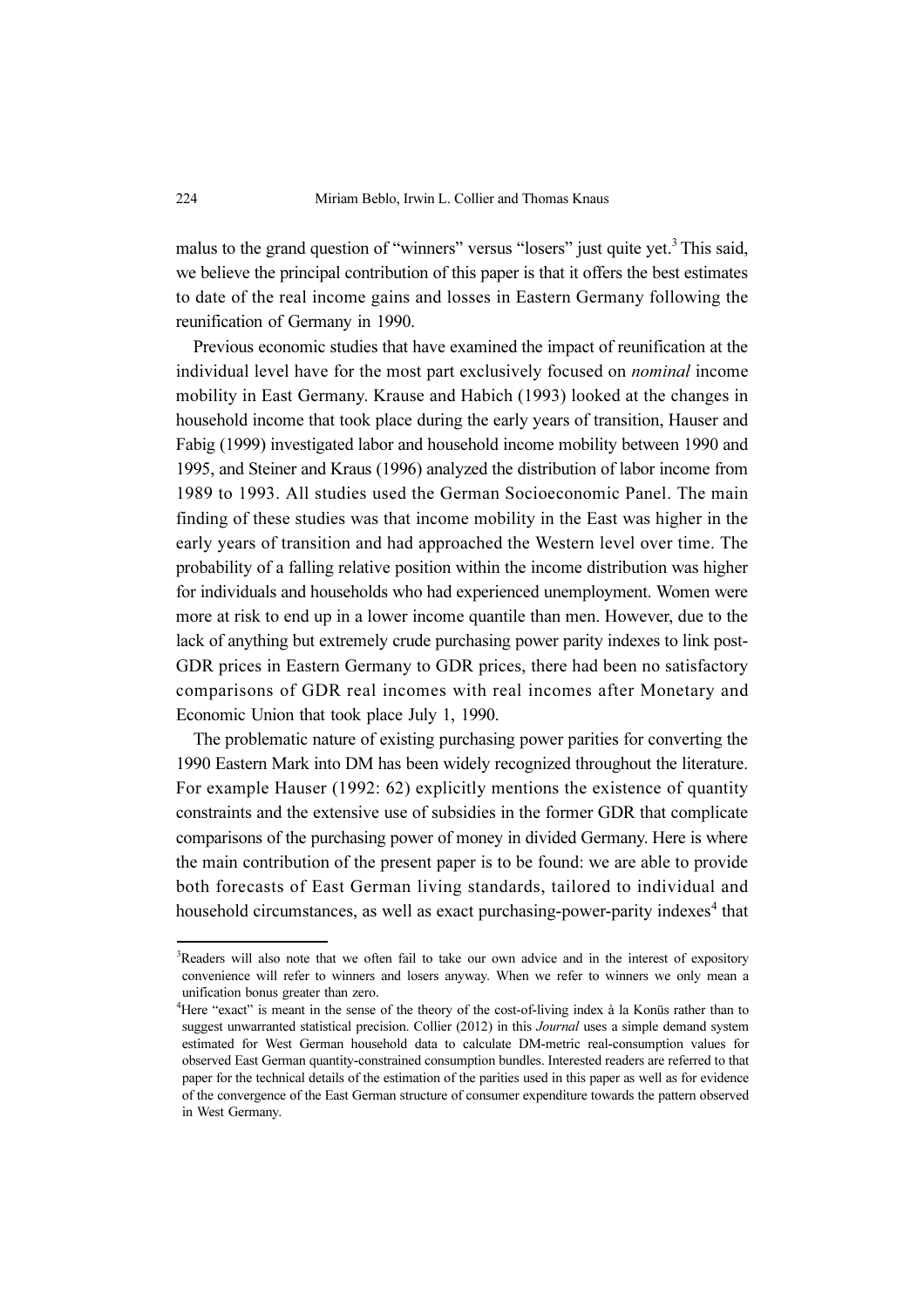malus to the grand question of "winners" versus "losers" just quite yet.[3] This said, we believe the principal contribution of this paper is that it offers the best estimates to date of the real income gains and losses in Eastern Germany following the reunification of Germany in 1990.

Previous economic studies that have examined the impact of reunification at the individual level have for the most part exclusively focused on *nominal* income mobility in East Germany. Krause and Habich (1993) looked at the changes in household income that took place during the early years of transition, Hauser and Fabig (1999) investigated labor and household income mobility between 1990 and 1995, and Steiner and Kraus (1996) analyzed the distribution of labor income from 1989 to 1993. All studies used the German Socioeconomic Panel. The main finding of these studies was that income mobility in the East was higher in the early years of transition and had approached the Western level over time. The probability of a falling relative position within the income distribution was higher for individuals and households who had experienced unemployment. Women were more at risk to end up in a lower income quantile than men. However, due to the lack of anything but extremely crude purchasing power parity indexes to link post-GDR prices in Eastern Germany to GDR prices, there had been no satisfactory comparisons of GDR real incomes with real incomes after Monetary and Economic Union that took place July 1, 1990.

The problematic nature of existing purchasing power parities for converting the 1990 Eastern Mark into DM has been widely recognized throughout the literature. For example Hauser (1992: 62) explicitly mentions the existence of quantity constraints and the extensive use of subsidies in the former GDR that complicate comparisons of the purchasing power of money in divided Germany. Here is where the main contribution of the present paper is to be found: we are able to provide both forecasts of East German living standards, tailored to individual and household circumstances, as well as exact purchasing-power-parity indexes[4] that

[3]Readers will also note that we often fail to take our own advice and in the interest of expository convenience will refer to winners and losers anyway. When we refer to winners we only mean a unification bonus greater than zero.

[4]Here "exact" is meant in the sense of the theory of the cost-of-living index à la Konüs rather than to suggest unwarranted statistical precision. Collier (2012) in this *Journal* uses a simple demand system estimated for West German household data to calculate DM-metric real-consumption values for observed East German quantity-constrained consumption bundles. Interested readers are referred to that paper for the technical details of the estimation of the parities used in this paper as well as for evidence of the convergence of the East German structure of consumer expenditure towards the pattern observed in West Germany.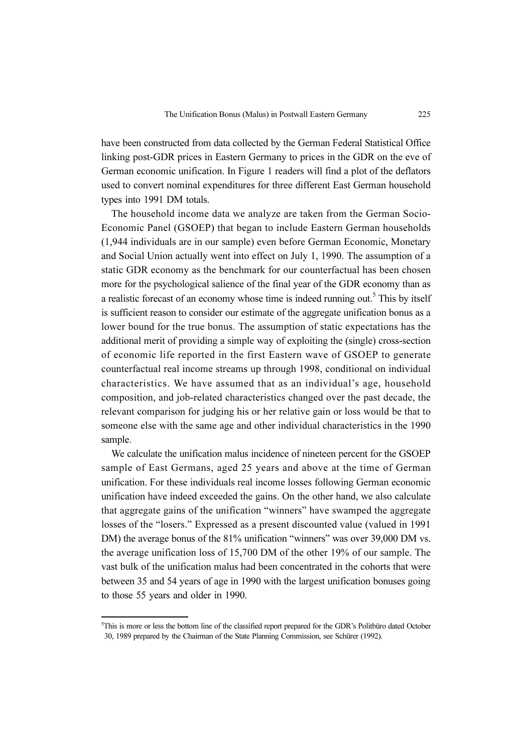have been constructed from data collected by the German Federal Statistical Office linking post-GDR prices in Eastern Germany to prices in the GDR on the eve of German economic unification. In Figure 1 readers will find a plot of the deflators used to convert nominal expenditures for three different East German household types into 1991 DM totals.

The household income data we analyze are taken from the German Socio-Economic Panel (GSOEP) that began to include Eastern German households (1,944 individuals are in our sample) even before German Economic, Monetary and Social Union actually went into effect on July 1, 1990. The assumption of a static GDR economy as the benchmark for our counterfactual has been chosen more for the psychological salience of the final year of the GDR economy than as a realistic forecast of an economy whose time is indeed running out.[5] This by itself is sufficient reason to consider our estimate of the aggregate unification bonus as a lower bound for the true bonus. The assumption of static expectations has the additional merit of providing a simple way of exploiting the (single) cross-section of economic life reported in the first Eastern wave of GSOEP to generate counterfactual real income streams up through 1998, conditional on individual characteristics. We have assumed that as an individual's age, household composition, and job-related characteristics changed over the past decade, the relevant comparison for judging his or her relative gain or loss would be that to someone else with the same age and other individual characteristics in the 1990 sample.

We calculate the unification malus incidence of nineteen percent for the GSOEP sample of East Germans, aged 25 years and above at the time of German unification. For these individuals real income losses following German economic unification have indeed exceeded the gains. On the other hand, we also calculate that aggregate gains of the unification "winners" have swamped the aggregate losses of the "losers." Expressed as a present discounted value (valued in 1991 DM) the average bonus of the 81% unification "winners" was over 39,000 DM vs. the average unification loss of 15,700 DM of the other 19% of our sample. The vast bulk of the unification malus had been concentrated in the cohorts that were between 35 and 54 years of age in 1990 with the largest unification bonuses going to those 55 years and older in 1990.

[5] This is more or less the bottom line of the classified report prepared for the GDR's Politbüro dated October 30, 1989 prepared by the Chairman of the State Planning Commission, see Schürer (1992).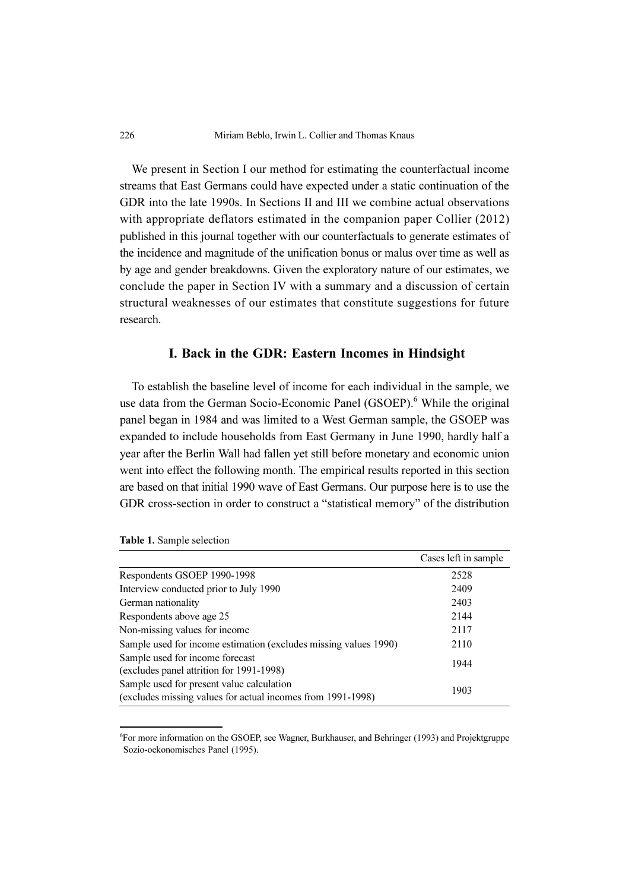We present in Section I our method for estimating the counterfactual income streams that East Germans could have expected under a static continuation of the GDR into the late 1990s. In Sections II and III we combine actual observations with appropriate deflators estimated in the companion paper Collier (2012) published in this journal together with our counterfactuals to generate estimates of the incidence and magnitude of the unification bonus or malus over time as well as by age and gender breakdowns. Given the exploratory nature of our estimates, we conclude the paper in Section IV with a summary and a discussion of certain structural weaknesses of our estimates that constitute suggestions for future research.

## I. Back in the GDR: Eastern Incomes in Hindsight

To establish the baseline level of income for each individual in the sample, we use data from the German Socio-Economic Panel (GSOEP).[6] While the original panel began in 1984 and was limited to a West German sample, the GSOEP was expanded to include households from East Germany in June 1990, hardly half a year after the Berlin Wall had fallen yet still before monetary and economic union went into effect the following month. The empirical results reported in this section are based on that initial 1990 wave of East Germans. Our purpose here is to use the GDR cross-section in order to construct a "statistical memory" of the distribution

**Table 1.** Sample selection

| | Cases left in sample |
|---|---|
| Respondents GSOEP 1990-1998 | 2528 |
| Interview conducted prior to July 1990 | 2409 |
| German nationality | 2403 |
| Respondents above age 25 | 2144 |
| Non-missing values for income | 2117 |
| Sample used for income estimation (excludes missing values 1990) | 2110 |
| Sample used for income forecast (excludes panel attrition for 1991-1998) | 1944 |
| Sample used for present value calculation (excludes missing values for actual incomes from 1991-1998) | 1903 |

[6]For more information on the GSOEP, see Wagner, Burkhauser, and Behringer (1993) and Projektgruppe Sozio-oekonomisches Panel (1995).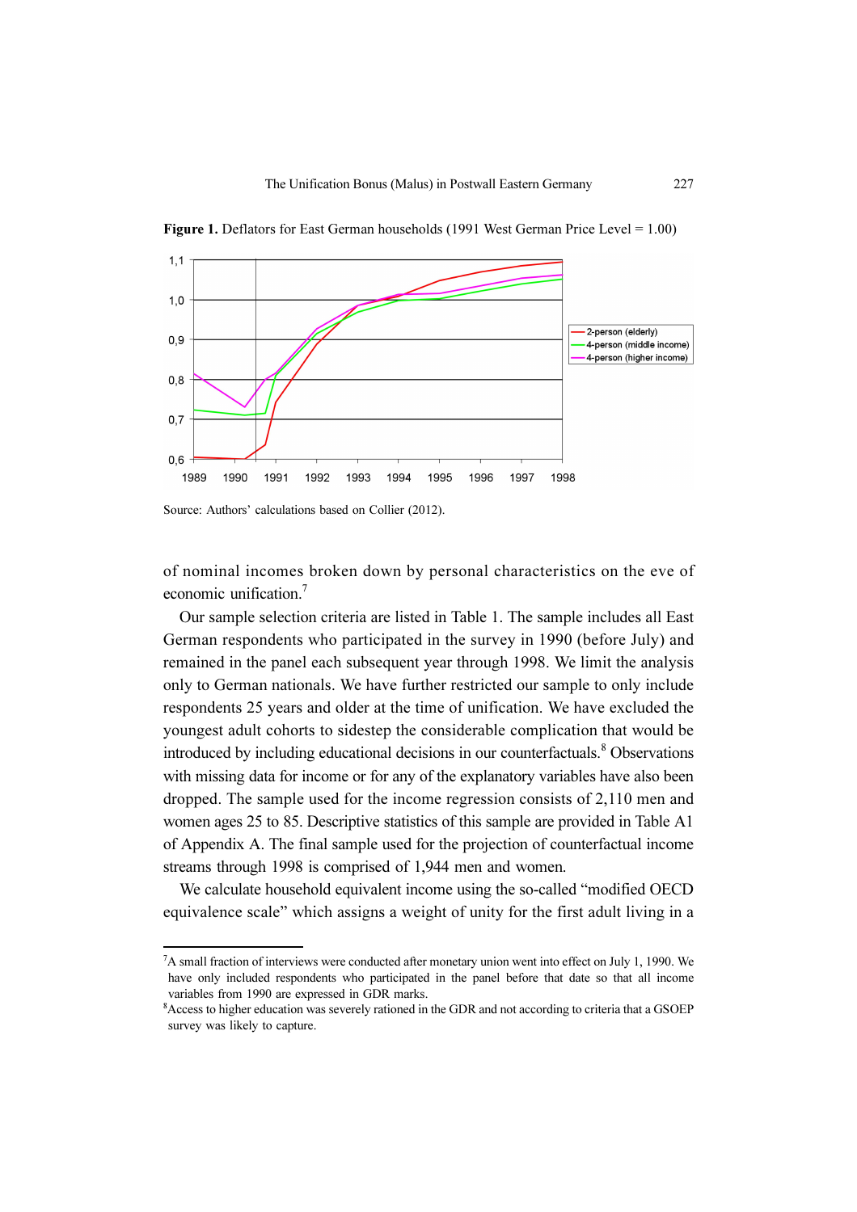**Figure 1.** Deflators for East German households (1991 West German Price Level = 1.00)

Source: Authors' calculations based on Collier (2012).

of nominal incomes broken down by personal characteristics on the eve of economic unification.[7]

Our sample selection criteria are listed in Table 1. The sample includes all East German respondents who participated in the survey in 1990 (before July) and remained in the panel each subsequent year through 1998. We limit the analysis only to German nationals. We have further restricted our sample to only include respondents 25 years and older at the time of unification. We have excluded the youngest adult cohorts to sidestep the considerable complication that would be introduced by including educational decisions in our counterfactuals.[8] Observations with missing data for income or for any of the explanatory variables have also been dropped. The sample used for the income regression consists of 2,110 men and women ages 25 to 85. Descriptive statistics of this sample are provided in Table A1 of Appendix A. The final sample used for the projection of counterfactual income streams through 1998 is comprised of 1,944 men and women.

We calculate household equivalent income using the so-called "modified OECD equivalence scale" which assigns a weight of unity for the first adult living in a

---

[7] A small fraction of interviews were conducted after monetary union went into effect on July 1, 1990. We have only included respondents who participated in the panel before that date so that all income variables from 1990 are expressed in GDR marks.

[8] Access to higher education was severely rationed in the GDR and not according to criteria that a GSOEP survey was likely to capture.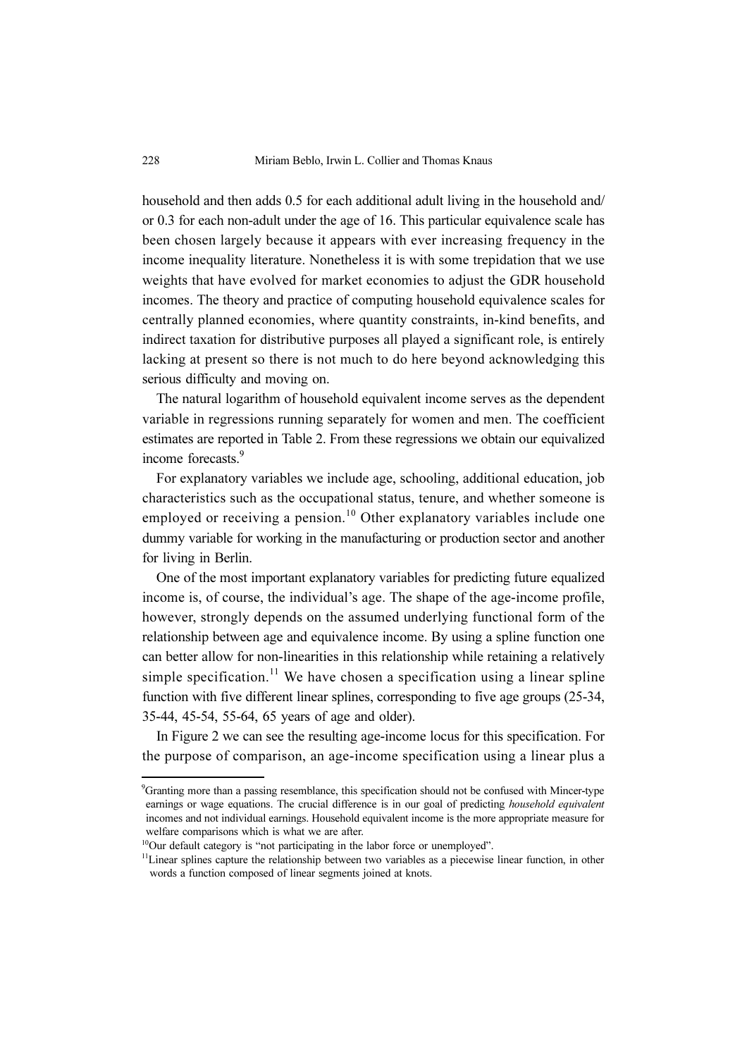household and then adds 0.5 for each additional adult living in the household and/or 0.3 for each non-adult under the age of 16. This particular equivalence scale has been chosen largely because it appears with ever increasing frequency in the income inequality literature. Nonetheless it is with some trepidation that we use weights that have evolved for market economies to adjust the GDR household incomes. The theory and practice of computing household equivalence scales for centrally planned economies, where quantity constraints, in-kind benefits, and indirect taxation for distributive purposes all played a significant role, is entirely lacking at present so there is not much to do here beyond acknowledging this serious difficulty and moving on.

The natural logarithm of household equivalent income serves as the dependent variable in regressions running separately for women and men. The coefficient estimates are reported in Table 2. From these regressions we obtain our equivalized income forecasts.[9]

For explanatory variables we include age, schooling, additional education, job characteristics such as the occupational status, tenure, and whether someone is employed or receiving a pension.[10] Other explanatory variables include one dummy variable for working in the manufacturing or production sector and another for living in Berlin.

One of the most important explanatory variables for predicting future equalized income is, of course, the individual's age. The shape of the age-income profile, however, strongly depends on the assumed underlying functional form of the relationship between age and equivalence income. By using a spline function one can better allow for non-linearities in this relationship while retaining a relatively simple specification.[11] We have chosen a specification using a linear spline function with five different linear splines, corresponding to five age groups (25-34, 35-44, 45-54, 55-64, 65 years of age and older).

In Figure 2 we can see the resulting age-income locus for this specification. For the purpose of comparison, an age-income specification using a linear plus a

---

[9] Granting more than a passing resemblance, this specification should not be confused with Mincer-type earnings or wage equations. The crucial difference is in our goal of predicting *household equivalent* incomes and not individual earnings. Household equivalent income is the more appropriate measure for welfare comparisons which is what we are after.

[10] Our default category is "not participating in the labor force or unemployed".

[11] Linear splines capture the relationship between two variables as a piecewise linear function, in other words a function composed of linear segments joined at knots.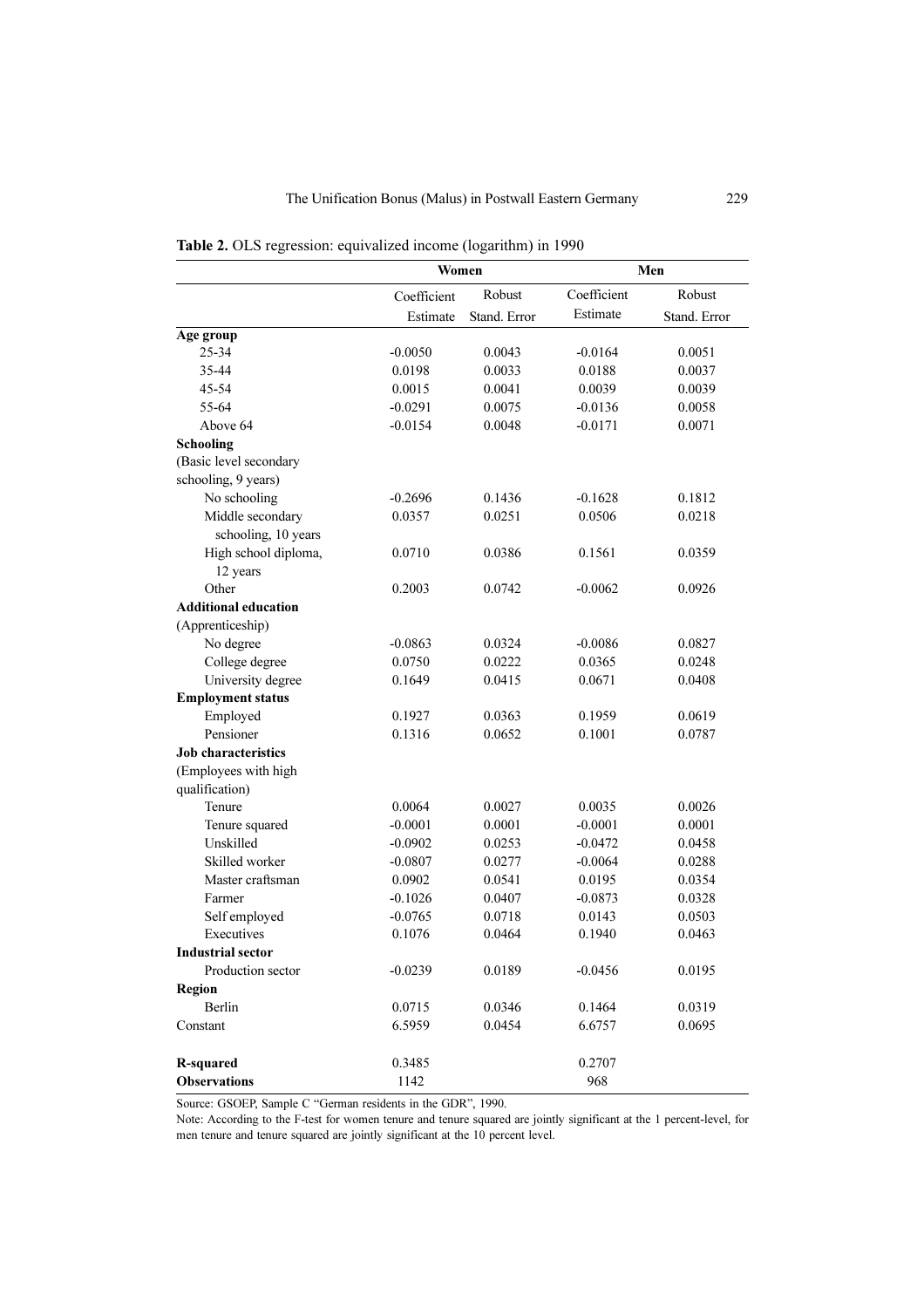**Table 2.** OLS regression: equivalized income (logarithm) in 1990

| | Women | | Men | |
|---|---|---|---|---|
| | Coefficient Estimate | Robust Stand. Error | Coefficient Estimate | Robust Stand. Error |
| **Age group** | | | | |
| 25-34 | -0.0050 | 0.0043 | -0.0164 | 0.0051 |
| 35-44 | 0.0198 | 0.0033 | 0.0188 | 0.0037 |
| 45-54 | 0.0015 | 0.0041 | 0.0039 | 0.0039 |
| 55-64 | -0.0291 | 0.0075 | -0.0136 | 0.0058 |
| Above 64 | -0.0154 | 0.0048 | -0.0171 | 0.0071 |
| **Schooling** | | | | |
| (Basic level secondary schooling, 9 years) | | | | |
| No schooling | -0.2696 | 0.1436 | -0.1628 | 0.1812 |
| Middle secondary schooling, 10 years | 0.0357 | 0.0251 | 0.0506 | 0.0218 |
| High school diploma, 12 years | 0.0710 | 0.0386 | 0.1561 | 0.0359 |
| Other | 0.2003 | 0.0742 | -0.0062 | 0.0926 |
| **Additional education** | | | | |
| (Apprenticeship) | | | | |
| No degree | -0.0863 | 0.0324 | -0.0086 | 0.0827 |
| College degree | 0.0750 | 0.0222 | 0.0365 | 0.0248 |
| University degree | 0.1649 | 0.0415 | 0.0671 | 0.0408 |
| **Employment status** | | | | |
| Employed | 0.1927 | 0.0363 | 0.1959 | 0.0619 |
| Pensioner | 0.1316 | 0.0652 | 0.1001 | 0.0787 |
| **Job characteristics** | | | | |
| (Employees with high qualification) | | | | |
| Tenure | 0.0064 | 0.0027 | 0.0035 | 0.0026 |
| Tenure squared | -0.0001 | 0.0001 | -0.0001 | 0.0001 |
| Unskilled | -0.0902 | 0.0253 | -0.0472 | 0.0458 |
| Skilled worker | -0.0807 | 0.0277 | -0.0064 | 0.0288 |
| Master craftsman | 0.0902 | 0.0541 | 0.0195 | 0.0354 |
| Farmer | -0.1026 | 0.0407 | -0.0873 | 0.0328 |
| Self employed | -0.0765 | 0.0718 | 0.0143 | 0.0503 |
| Executives | 0.1076 | 0.0464 | 0.1940 | 0.0463 |
| **Industrial sector** | | | | |
| Production sector | -0.0239 | 0.0189 | -0.0456 | 0.0195 |
| **Region** | | | | |
| Berlin | 0.0715 | 0.0346 | 0.1464 | 0.0319 |
| Constant | 6.5959 | 0.0454 | 6.6757 | 0.0695 |
| **R-squared** | 0.3485 | | 0.2707 | |
| **Observations** | 1142 | | 968 | |

Source: GSOEP, Sample C "German residents in the GDR", 1990.

Note: According to the F-test for women tenure and tenure squared are jointly significant at the 1 percent-level, for men tenure and tenure squared are jointly significant at the 10 percent level.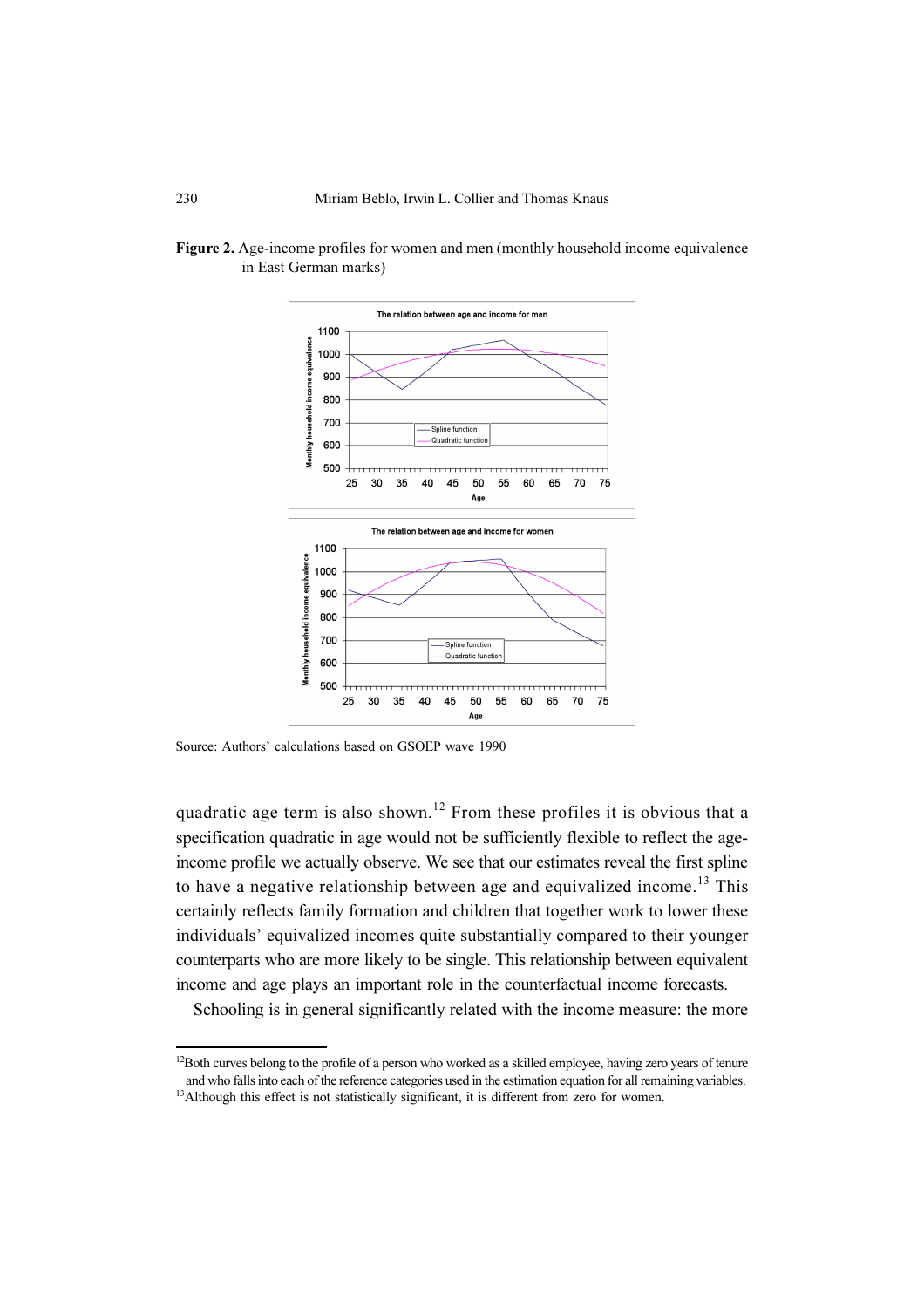**Figure 2.** Age-income profiles for women and men (monthly household income equivalence in East German marks)

Source: Authors' calculations based on GSOEP wave 1990

quadratic age term is also shown.[12] From these profiles it is obvious that a specification quadratic in age would not be sufficiently flexible to reflect the age-income profile we actually observe. We see that our estimates reveal the first spline to have a negative relationship between age and equivalized income.[13] This certainly reflects family formation and children that together work to lower these individuals' equivalized incomes quite substantially compared to their younger counterparts who are more likely to be single. This relationship between equivalent income and age plays an important role in the counterfactual income forecasts.

Schooling is in general significantly related with the income measure: the more

---

[12] Both curves belong to the profile of a person who worked as a skilled employee, having zero years of tenure and who falls into each of the reference categories used in the estimation equation for all remaining variables.

[13] Although this effect is not statistically significant, it is different from zero for women.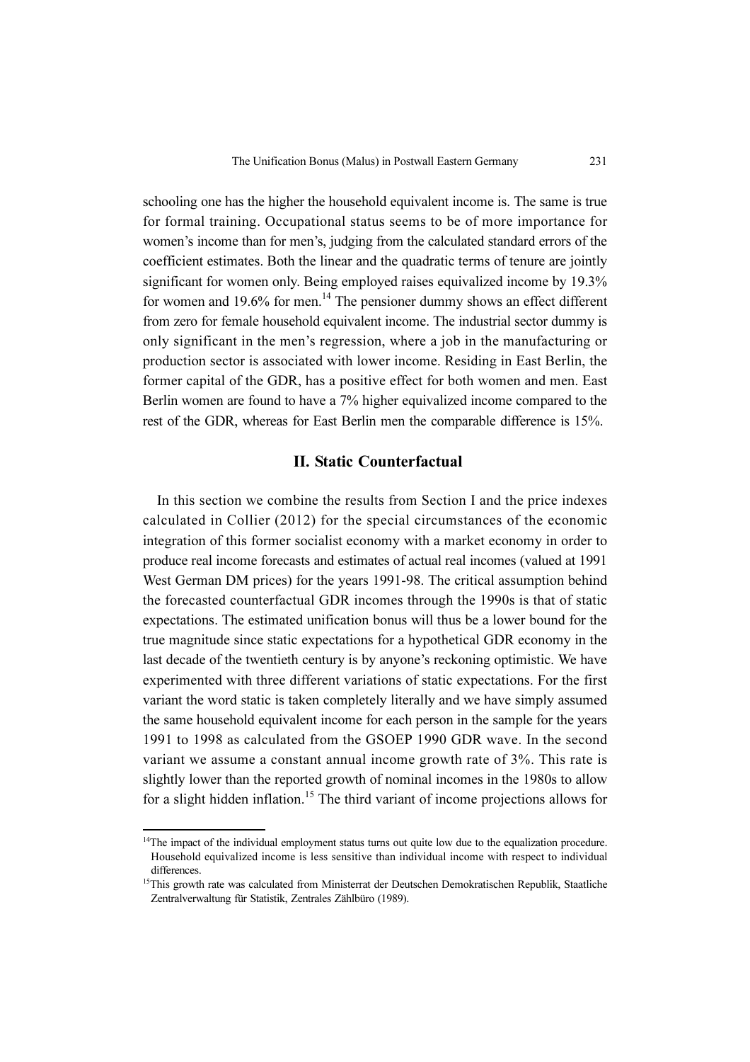schooling one has the higher the household equivalent income is. The same is true for formal training. Occupational status seems to be of more importance for women's income than for men's, judging from the calculated standard errors of the coefficient estimates. Both the linear and the quadratic terms of tenure are jointly significant for women only. Being employed raises equivalized income by 19.3% for women and 19.6% for men.[14] The pensioner dummy shows an effect different from zero for female household equivalent income. The industrial sector dummy is only significant in the men's regression, where a job in the manufacturing or production sector is associated with lower income. Residing in East Berlin, the former capital of the GDR, has a positive effect for both women and men. East Berlin women are found to have a 7% higher equivalized income compared to the rest of the GDR, whereas for East Berlin men the comparable difference is 15%.

## II. Static Counterfactual

In this section we combine the results from Section I and the price indexes calculated in Collier (2012) for the special circumstances of the economic integration of this former socialist economy with a market economy in order to produce real income forecasts and estimates of actual real incomes (valued at 1991 West German DM prices) for the years 1991-98. The critical assumption behind the forecasted counterfactual GDR incomes through the 1990s is that of static expectations. The estimated unification bonus will thus be a lower bound for the true magnitude since static expectations for a hypothetical GDR economy in the last decade of the twentieth century is by anyone's reckoning optimistic. We have experimented with three different variations of static expectations. For the first variant the word static is taken completely literally and we have simply assumed the same household equivalent income for each person in the sample for the years 1991 to 1998 as calculated from the GSOEP 1990 GDR wave. In the second variant we assume a constant annual income growth rate of 3%. This rate is slightly lower than the reported growth of nominal incomes in the 1980s to allow for a slight hidden inflation.[15] The third variant of income projections allows for

---

[14] The impact of the individual employment status turns out quite low due to the equalization procedure. Household equivalized income is less sensitive than individual income with respect to individual differences.

[15] This growth rate was calculated from Ministerrat der Deutschen Demokratischen Republik, Staatliche Zentralverwaltung für Statistik, Zentrales Zählbüro (1989).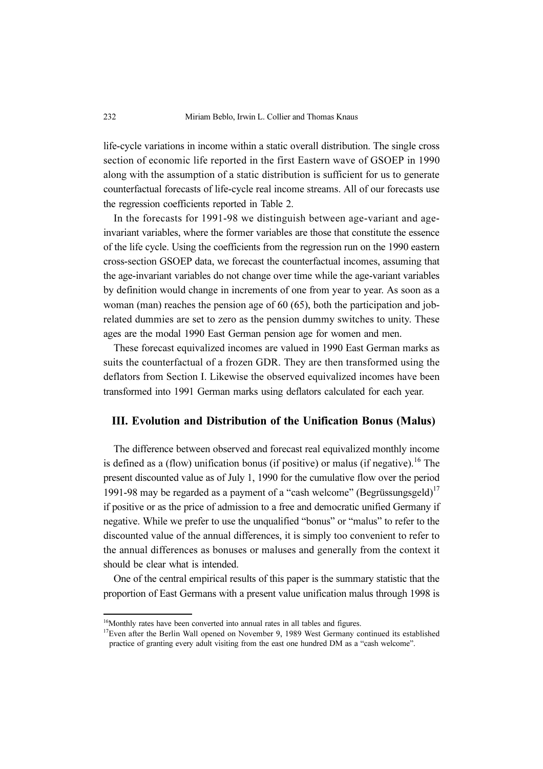life-cycle variations in income within a static overall distribution. The single cross section of economic life reported in the first Eastern wave of GSOEP in 1990 along with the assumption of a static distribution is sufficient for us to generate counterfactual forecasts of life-cycle real income streams. All of our forecasts use the regression coefficients reported in Table 2.

In the forecasts for 1991-98 we distinguish between age-variant and age-invariant variables, where the former variables are those that constitute the essence of the life cycle. Using the coefficients from the regression run on the 1990 eastern cross-section GSOEP data, we forecast the counterfactual incomes, assuming that the age-invariant variables do not change over time while the age-variant variables by definition would change in increments of one from year to year. As soon as a woman (man) reaches the pension age of 60 (65), both the participation and job-related dummies are set to zero as the pension dummy switches to unity. These ages are the modal 1990 East German pension age for women and men.

These forecast equivalized incomes are valued in 1990 East German marks as suits the counterfactual of a frozen GDR. They are then transformed using the deflators from Section I. Likewise the observed equivalized incomes have been transformed into 1991 German marks using deflators calculated for each year.

## III. Evolution and Distribution of the Unification Bonus (Malus)

The difference between observed and forecast real equivalized monthly income is defined as a (flow) unification bonus (if positive) or malus (if negative).[16] The present discounted value as of July 1, 1990 for the cumulative flow over the period 1991-98 may be regarded as a payment of a "cash welcome" (Begrüssungsgeld)[17] if positive or as the price of admission to a free and democratic unified Germany if negative. While we prefer to use the unqualified "bonus" or "malus" to refer to the discounted value of the annual differences, it is simply too convenient to refer to the annual differences as bonuses or maluses and generally from the context it should be clear what is intended.

One of the central empirical results of this paper is the summary statistic that the proportion of East Germans with a present value unification malus through 1998 is

[16] Monthly rates have been converted into annual rates in all tables and figures.

[17] Even after the Berlin Wall opened on November 9, 1989 West Germany continued its established practice of granting every adult visiting from the east one hundred DM as a "cash welcome".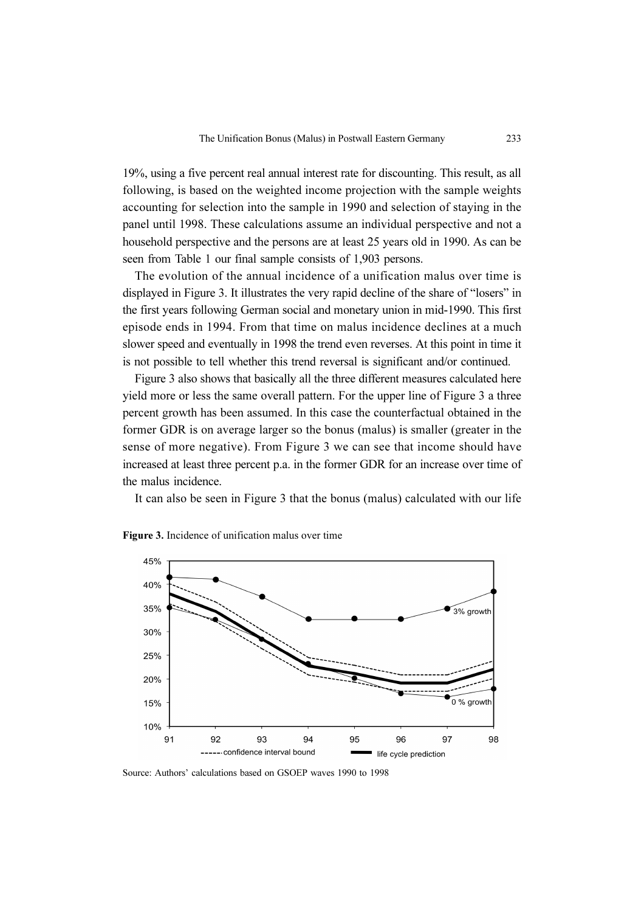19%, using a five percent real annual interest rate for discounting. This result, as all following, is based on the weighted income projection with the sample weights accounting for selection into the sample in 1990 and selection of staying in the panel until 1998. These calculations assume an individual perspective and not a household perspective and the persons are at least 25 years old in 1990. As can be seen from Table 1 our final sample consists of 1,903 persons.

The evolution of the annual incidence of a unification malus over time is displayed in Figure 3. It illustrates the very rapid decline of the share of "losers" in the first years following German social and monetary union in mid-1990. This first episode ends in 1994. From that time on malus incidence declines at a much slower speed and eventually in 1998 the trend even reverses. At this point in time it is not possible to tell whether this trend reversal is significant and/or continued.

Figure 3 also shows that basically all the three different measures calculated here yield more or less the same overall pattern. For the upper line of Figure 3 a three percent growth has been assumed. In this case the counterfactual obtained in the former GDR is on average larger so the bonus (malus) is smaller (greater in the sense of more negative). From Figure 3 we can see that income should have increased at least three percent p.a. in the former GDR for an increase over time of the malus incidence.

It can also be seen in Figure 3 that the bonus (malus) calculated with our life

**Figure 3.** Incidence of unification malus over time

Source: Authors' calculations based on GSOEP waves 1990 to 1998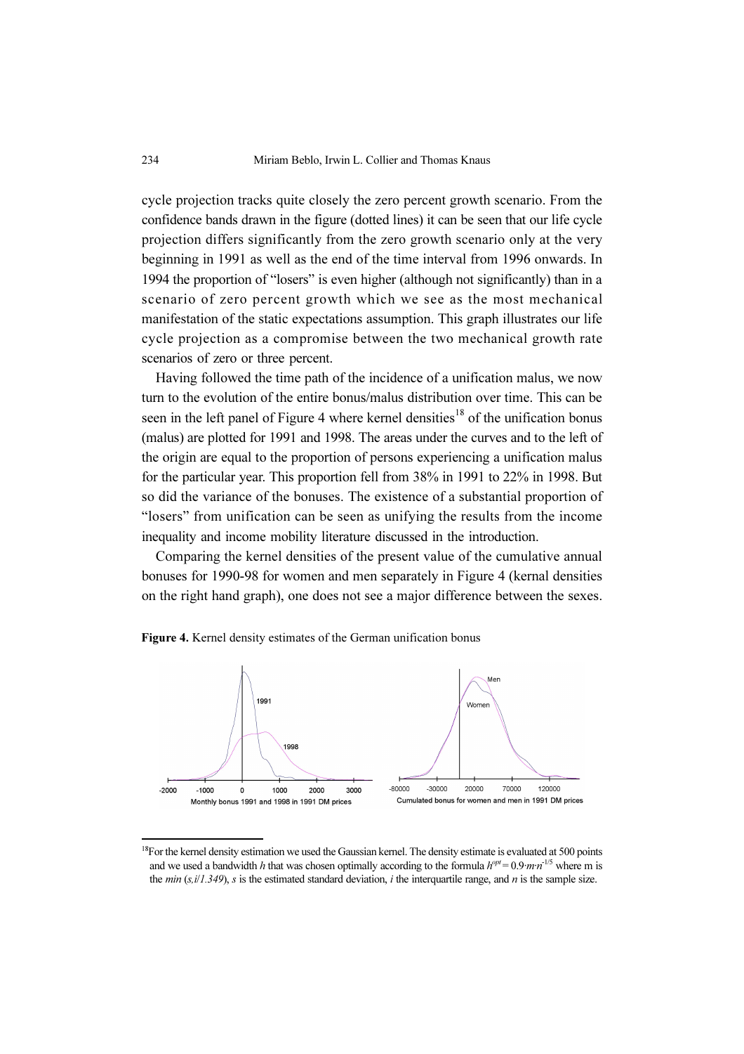cycle projection tracks quite closely the zero percent growth scenario. From the confidence bands drawn in the figure (dotted lines) it can be seen that our life cycle projection differs significantly from the zero growth scenario only at the very beginning in 1991 as well as the end of the time interval from 1996 onwards. In 1994 the proportion of "losers" is even higher (although not significantly) than in a scenario of zero percent growth which we see as the most mechanical manifestation of the static expectations assumption. This graph illustrates our life cycle projection as a compromise between the two mechanical growth rate scenarios of zero or three percent.

Having followed the time path of the incidence of a unification malus, we now turn to the evolution of the entire bonus/malus distribution over time. This can be seen in the left panel of Figure 4 where kernel densities[18] of the unification bonus (malus) are plotted for 1991 and 1998. The areas under the curves and to the left of the origin are equal to the proportion of persons experiencing a unification malus for the particular year. This proportion fell from 38% in 1991 to 22% in 1998. But so did the variance of the bonuses. The existence of a substantial proportion of "losers" from unification can be seen as unifying the results from the income inequality and income mobility literature discussed in the introduction.

Comparing the kernel densities of the present value of the cumulative annual bonuses for 1990-98 for women and men separately in Figure 4 (kernal densities on the right hand graph), one does not see a major difference between the sexes.

**Figure 4.** Kernel density estimates of the German unification bonus

[18] For the kernel density estimation we used the Gaussian kernel. The density estimate is evaluated at 500 points and we used a bandwidth $h$ that was chosen optimally according to the formula $h^{opt} = 0.9 \cdot m \cdot n^{-1/5}$ where m is the $min\,(s, i/1.349)$, $s$ is the estimated standard deviation, $i$ the interquartile range, and $n$ is the sample size.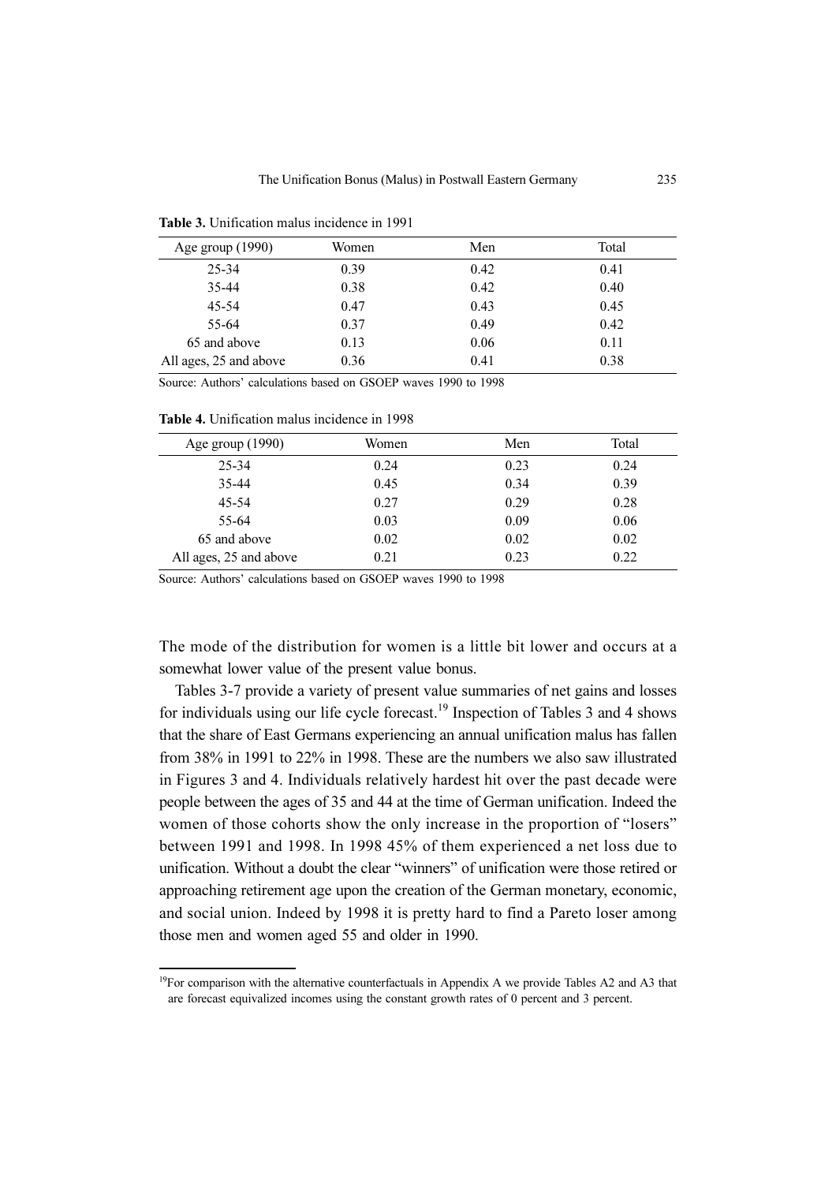**Table 3.** Unification malus incidence in 1991

| Age group (1990) | Women | Men | Total |
|---|---|---|---|
| 25-34 | 0.39 | 0.42 | 0.41 |
| 35-44 | 0.38 | 0.42 | 0.40 |
| 45-54 | 0.47 | 0.43 | 0.45 |
| 55-64 | 0.37 | 0.49 | 0.42 |
| 65 and above | 0.13 | 0.06 | 0.11 |
| All ages, 25 and above | 0.36 | 0.41 | 0.38 |

Source: Authors' calculations based on GSOEP waves 1990 to 1998

**Table 4.** Unification malus incidence in 1998

| Age group (1990) | Women | Men | Total |
|---|---|---|---|
| 25-34 | 0.24 | 0.23 | 0.24 |
| 35-44 | 0.45 | 0.34 | 0.39 |
| 45-54 | 0.27 | 0.29 | 0.28 |
| 55-64 | 0.03 | 0.09 | 0.06 |
| 65 and above | 0.02 | 0.02 | 0.02 |
| All ages, 25 and above | 0.21 | 0.23 | 0.22 |

Source: Authors' calculations based on GSOEP waves 1990 to 1998

The mode of the distribution for women is a little bit lower and occurs at a somewhat lower value of the present value bonus.

Tables 3-7 provide a variety of present value summaries of net gains and losses for individuals using our life cycle forecast.[19] Inspection of Tables 3 and 4 shows that the share of East Germans experiencing an annual unification malus has fallen from 38% in 1991 to 22% in 1998. These are the numbers we also saw illustrated in Figures 3 and 4. Individuals relatively hardest hit over the past decade were people between the ages of 35 and 44 at the time of German unification. Indeed the women of those cohorts show the only increase in the proportion of "losers" between 1991 and 1998. In 1998 45% of them experienced a net loss due to unification. Without a doubt the clear "winners" of unification were those retired or approaching retirement age upon the creation of the German monetary, economic, and social union. Indeed by 1998 it is pretty hard to find a Pareto loser among those men and women aged 55 and older in 1990.

[19]For comparison with the alternative counterfactuals in Appendix A we provide Tables A2 and A3 that are forecast equivalized incomes using the constant growth rates of 0 percent and 3 percent.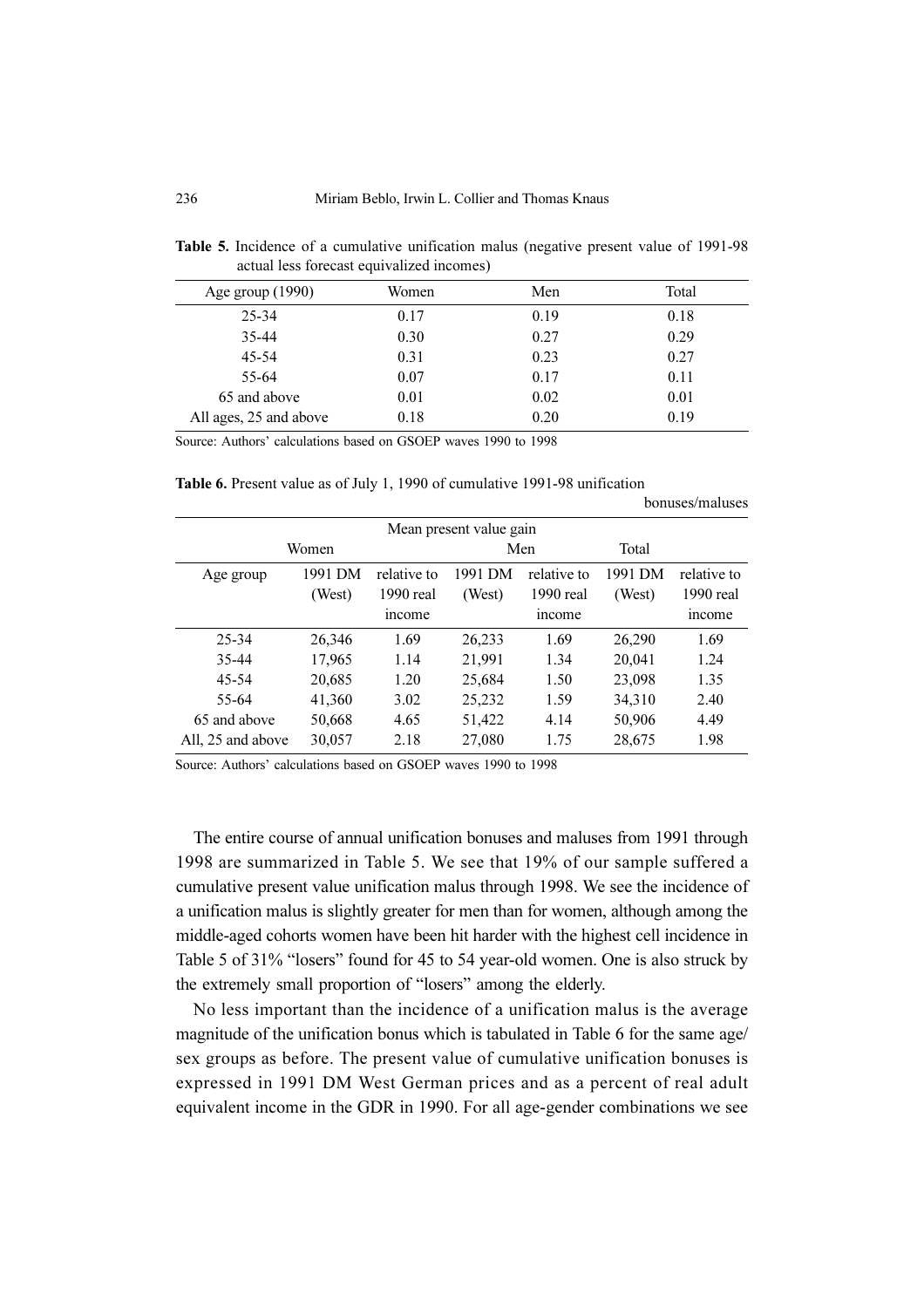**Table 5.** Incidence of a cumulative unification malus (negative present value of 1991-98 actual less forecast equivalized incomes)

| Age group (1990) | Women | Men | Total |
|---|---|---|---|
| 25-34 | 0.17 | 0.19 | 0.18 |
| 35-44 | 0.30 | 0.27 | 0.29 |
| 45-54 | 0.31 | 0.23 | 0.27 |
| 55-64 | 0.07 | 0.17 | 0.11 |
| 65 and above | 0.01 | 0.02 | 0.01 |
| All ages, 25 and above | 0.18 | 0.20 | 0.19 |

Source: Authors' calculations based on GSOEP waves 1990 to 1998

**Table 6.** Present value as of July 1, 1990 of cumulative 1991-98 unification bonuses/maluses

| | Mean present value gain | | | | | |
|---|---|---|---|---|---|---|
| | Women | | Men | | Total | |
| Age group | 1991 DM (West) | relative to 1990 real income | 1991 DM (West) | relative to 1990 real income | 1991 DM (West) | relative to 1990 real income |
| 25-34 | 26,346 | 1.69 | 26,233 | 1.69 | 26,290 | 1.69 |
| 35-44 | 17,965 | 1.14 | 21,991 | 1.34 | 20,041 | 1.24 |
| 45-54 | 20,685 | 1.20 | 25,684 | 1.50 | 23,098 | 1.35 |
| 55-64 | 41,360 | 3.02 | 25,232 | 1.59 | 34,310 | 2.40 |
| 65 and above | 50,668 | 4.65 | 51,422 | 4.14 | 50,906 | 4.49 |
| All, 25 and above | 30,057 | 2.18 | 27,080 | 1.75 | 28,675 | 1.98 |

Source: Authors' calculations based on GSOEP waves 1990 to 1998

The entire course of annual unification bonuses and maluses from 1991 through 1998 are summarized in Table 5. We see that 19% of our sample suffered a cumulative present value unification malus through 1998. We see the incidence of a unification malus is slightly greater for men than for women, although among the middle-aged cohorts women have been hit harder with the highest cell incidence in Table 5 of 31% "losers" found for 45 to 54 year-old women. One is also struck by the extremely small proportion of "losers" among the elderly.

No less important than the incidence of a unification malus is the average magnitude of the unification bonus which is tabulated in Table 6 for the same age/sex groups as before. The present value of cumulative unification bonuses is expressed in 1991 DM West German prices and as a percent of real adult equivalent income in the GDR in 1990. For all age-gender combinations we see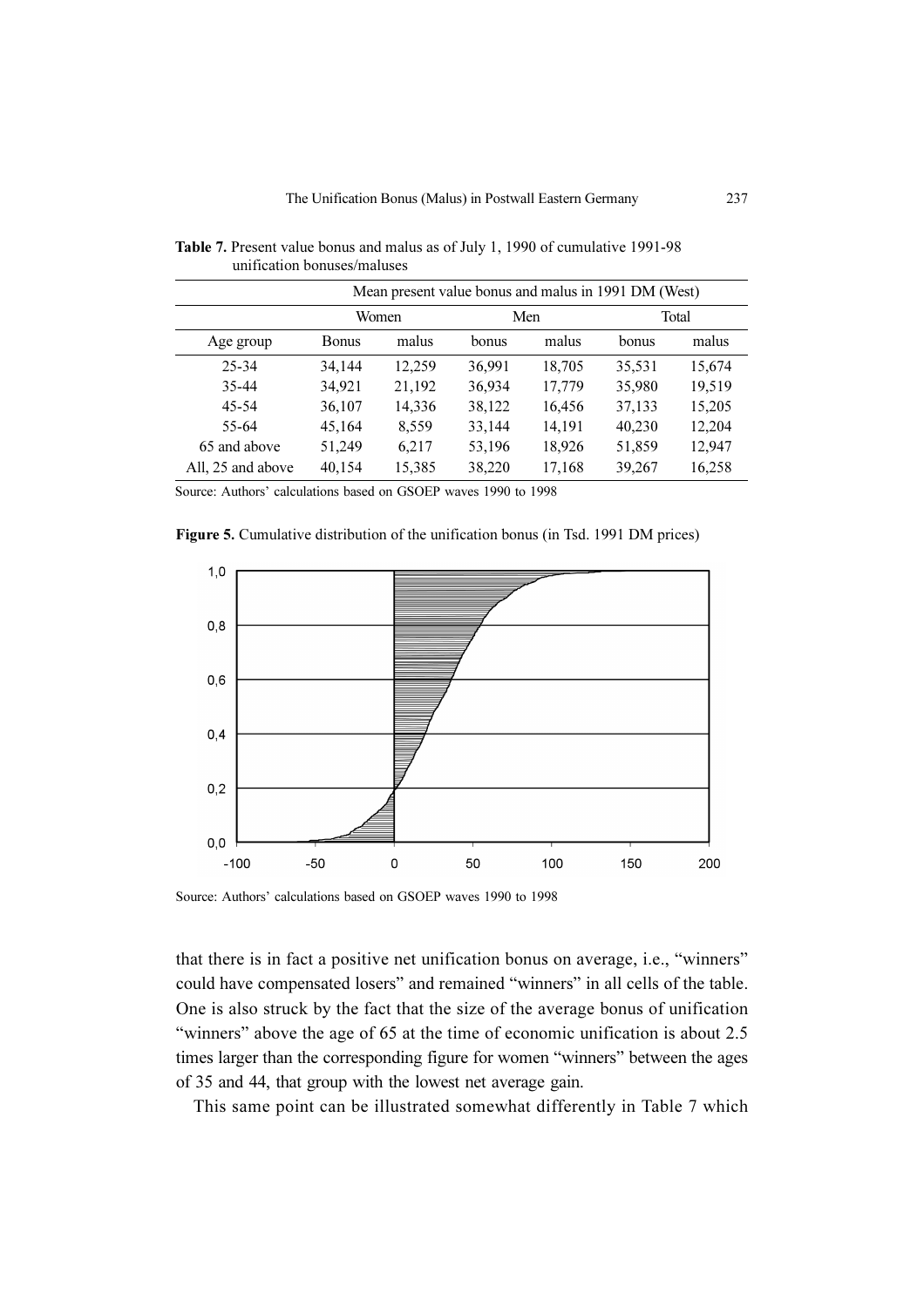**Table 7.** Present value bonus and malus as of July 1, 1990 of cumulative 1991-98 unification bonuses/maluses

| | Mean present value bonus and malus in 1991 DM (West) | | | | | |
|---|---|---|---|---|---|---|
| | Women | | Men | | Total | |
| Age group | Bonus | malus | bonus | malus | bonus | malus |
| 25-34 | 34,144 | 12,259 | 36,991 | 18,705 | 35,531 | 15,674 |
| 35-44 | 34,921 | 21,192 | 36,934 | 17,779 | 35,980 | 19,519 |
| 45-54 | 36,107 | 14,336 | 38,122 | 16,456 | 37,133 | 15,205 |
| 55-64 | 45,164 | 8,559 | 33,144 | 14,191 | 40,230 | 12,204 |
| 65 and above | 51,249 | 6,217 | 53,196 | 18,926 | 51,859 | 12,947 |
| All, 25 and above | 40,154 | 15,385 | 38,220 | 17,168 | 39,267 | 16,258 |

Source: Authors' calculations based on GSOEP waves 1990 to 1998

**Figure 5.** Cumulative distribution of the unification bonus (in Tsd. 1991 DM prices)

Source: Authors' calculations based on GSOEP waves 1990 to 1998

that there is in fact a positive net unification bonus on average, i.e., "winners" could have compensated losers" and remained "winners" in all cells of the table. One is also struck by the fact that the size of the average bonus of unification "winners" above the age of 65 at the time of economic unification is about 2.5 times larger than the corresponding figure for women "winners" between the ages of 35 and 44, that group with the lowest net average gain.

This same point can be illustrated somewhat differently in Table 7 which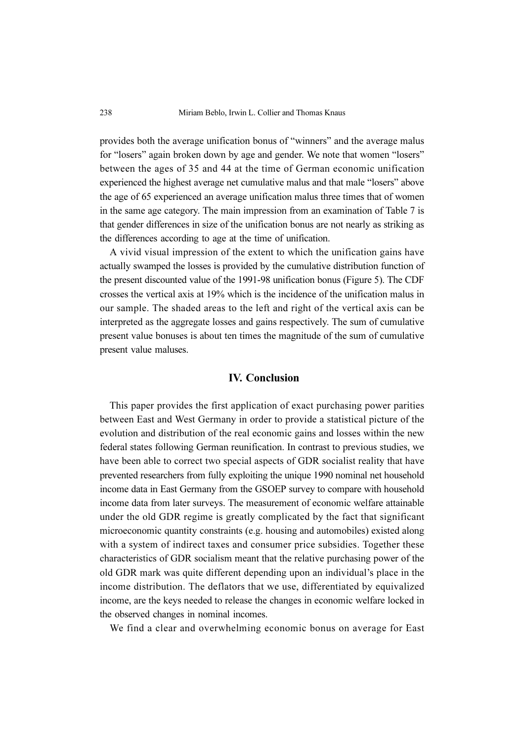provides both the average unification bonus of "winners" and the average malus for "losers" again broken down by age and gender. We note that women "losers" between the ages of 35 and 44 at the time of German economic unification experienced the highest average net cumulative malus and that male "losers" above the age of 65 experienced an average unification malus three times that of women in the same age category. The main impression from an examination of Table 7 is that gender differences in size of the unification bonus are not nearly as striking as the differences according to age at the time of unification.

A vivid visual impression of the extent to which the unification gains have actually swamped the losses is provided by the cumulative distribution function of the present discounted value of the 1991-98 unification bonus (Figure 5). The CDF crosses the vertical axis at 19% which is the incidence of the unification malus in our sample. The shaded areas to the left and right of the vertical axis can be interpreted as the aggregate losses and gains respectively. The sum of cumulative present value bonuses is about ten times the magnitude of the sum of cumulative present value maluses.

## IV. Conclusion

This paper provides the first application of exact purchasing power parities between East and West Germany in order to provide a statistical picture of the evolution and distribution of the real economic gains and losses within the new federal states following German reunification. In contrast to previous studies, we have been able to correct two special aspects of GDR socialist reality that have prevented researchers from fully exploiting the unique 1990 nominal net household income data in East Germany from the GSOEP survey to compare with household income data from later surveys. The measurement of economic welfare attainable under the old GDR regime is greatly complicated by the fact that significant microeconomic quantity constraints (e.g. housing and automobiles) existed along with a system of indirect taxes and consumer price subsidies. Together these characteristics of GDR socialism meant that the relative purchasing power of the old GDR mark was quite different depending upon an individual's place in the income distribution. The deflators that we use, differentiated by equivalized income, are the keys needed to release the changes in economic welfare locked in the observed changes in nominal incomes.

We find a clear and overwhelming economic bonus on average for East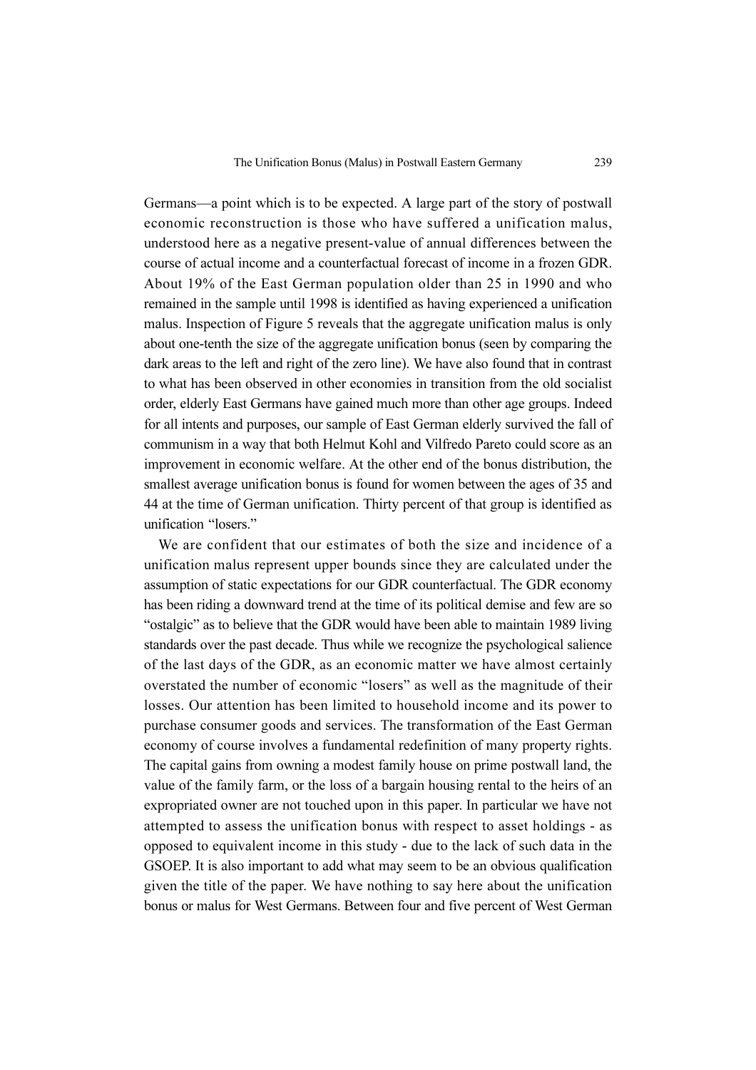Germans—a point which is to be expected. A large part of the story of postwall economic reconstruction is those who have suffered a unification malus, understood here as a negative present-value of annual differences between the course of actual income and a counterfactual forecast of income in a frozen GDR. About 19% of the East German population older than 25 in 1990 and who remained in the sample until 1998 is identified as having experienced a unification malus. Inspection of Figure 5 reveals that the aggregate unification malus is only about one-tenth the size of the aggregate unification bonus (seen by comparing the dark areas to the left and right of the zero line). We have also found that in contrast to what has been observed in other economies in transition from the old socialist order, elderly East Germans have gained much more than other age groups. Indeed for all intents and purposes, our sample of East German elderly survived the fall of communism in a way that both Helmut Kohl and Vilfredo Pareto could score as an improvement in economic welfare. At the other end of the bonus distribution, the smallest average unification bonus is found for women between the ages of 35 and 44 at the time of German unification. Thirty percent of that group is identified as unification "losers."

We are confident that our estimates of both the size and incidence of a unification malus represent upper bounds since they are calculated under the assumption of static expectations for our GDR counterfactual. The GDR economy has been riding a downward trend at the time of its political demise and few are so "ostalgic" as to believe that the GDR would have been able to maintain 1989 living standards over the past decade. Thus while we recognize the psychological salience of the last days of the GDR, as an economic matter we have almost certainly overstated the number of economic "losers" as well as the magnitude of their losses. Our attention has been limited to household income and its power to purchase consumer goods and services. The transformation of the East German economy of course involves a fundamental redefinition of many property rights. The capital gains from owning a modest family house on prime postwall land, the value of the family farm, or the loss of a bargain housing rental to the heirs of an expropriated owner are not touched upon in this paper. In particular we have not attempted to assess the unification bonus with respect to asset holdings - as opposed to equivalent income in this study - due to the lack of such data in the GSOEP. It is also important to add what may seem to be an obvious qualification given the title of the paper. We have nothing to say here about the unification bonus or malus for West Germans. Between four and five percent of West German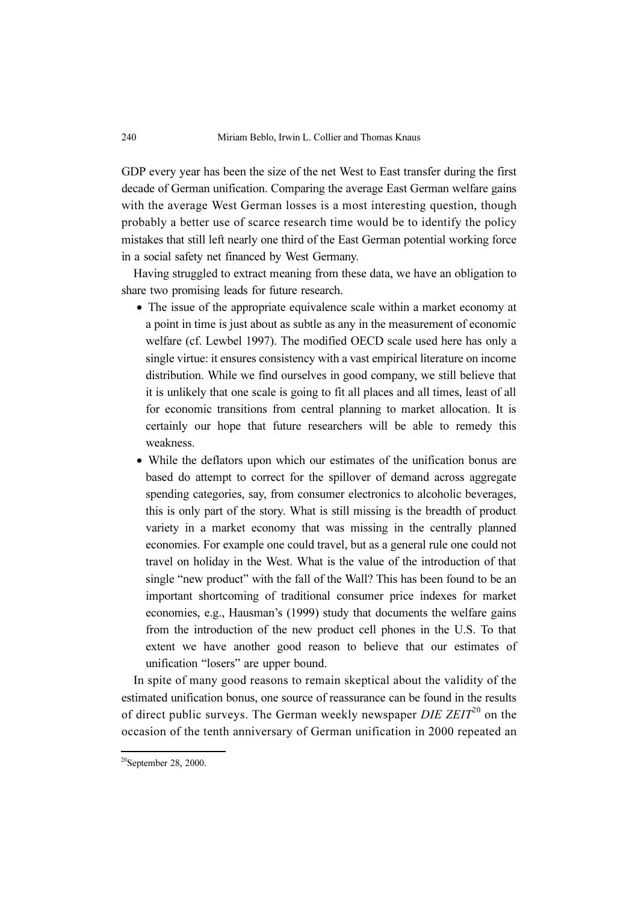GDP every year has been the size of the net West to East transfer during the first decade of German unification. Comparing the average East German welfare gains with the average West German losses is a most interesting question, though probably a better use of scarce research time would be to identify the policy mistakes that still left nearly one third of the East German potential working force in a social safety net financed by West Germany.

Having struggled to extract meaning from these data, we have an obligation to share two promising leads for future research.

- The issue of the appropriate equivalence scale within a market economy at a point in time is just about as subtle as any in the measurement of economic welfare (cf. Lewbel 1997). The modified OECD scale used here has only a single virtue: it ensures consistency with a vast empirical literature on income distribution. While we find ourselves in good company, we still believe that it is unlikely that one scale is going to fit all places and all times, least of all for economic transitions from central planning to market allocation. It is certainly our hope that future researchers will be able to remedy this weakness.
- While the deflators upon which our estimates of the unification bonus are based do attempt to correct for the spillover of demand across aggregate spending categories, say, from consumer electronics to alcoholic beverages, this is only part of the story. What is still missing is the breadth of product variety in a market economy that was missing in the centrally planned economies. For example one could travel, but as a general rule one could not travel on holiday in the West. What is the value of the introduction of that single "new product" with the fall of the Wall? This has been found to be an important shortcoming of traditional consumer price indexes for market economies, e.g., Hausman's (1999) study that documents the welfare gains from the introduction of the new product cell phones in the U.S. To that extent we have another good reason to believe that our estimates of unification "losers" are upper bound.

In spite of many good reasons to remain skeptical about the validity of the estimated unification bonus, one source of reassurance can be found in the results of direct public surveys. The German weekly newspaper *DIE ZEIT*[20] on the occasion of the tenth anniversary of German unification in 2000 repeated an

[20] September 28, 2000.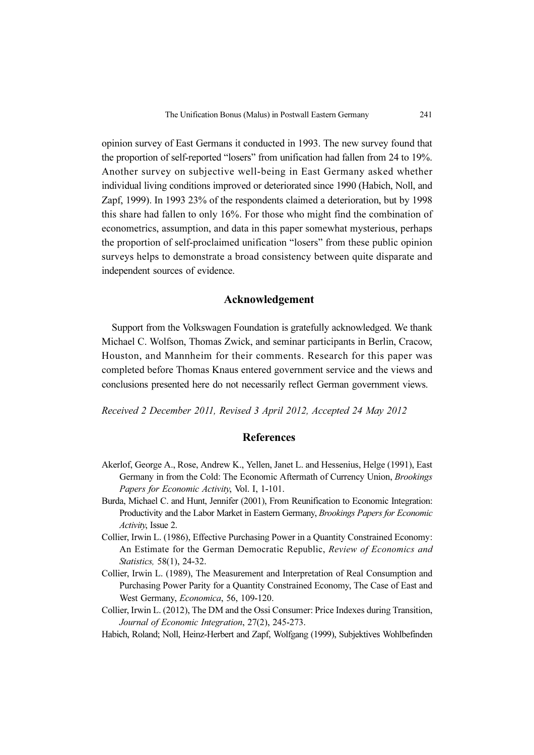opinion survey of East Germans it conducted in 1993. The new survey found that the proportion of self-reported "losers" from unification had fallen from 24 to 19%. Another survey on subjective well-being in East Germany asked whether individual living conditions improved or deteriorated since 1990 (Habich, Noll, and Zapf, 1999). In 1993 23% of the respondents claimed a deterioration, but by 1998 this share had fallen to only 16%. For those who might find the combination of econometrics, assumption, and data in this paper somewhat mysterious, perhaps the proportion of self-proclaimed unification "losers" from these public opinion surveys helps to demonstrate a broad consistency between quite disparate and independent sources of evidence.

## Acknowledgement

Support from the Volkswagen Foundation is gratefully acknowledged. We thank Michael C. Wolfson, Thomas Zwick, and seminar participants in Berlin, Cracow, Houston, and Mannheim for their comments. Research for this paper was completed before Thomas Knaus entered government service and the views and conclusions presented here do not necessarily reflect German government views.

*Received 2 December 2011, Revised 3 April 2012, Accepted 24 May 2012*

## References

Akerlof, George A., Rose, Andrew K., Yellen, Janet L. and Hessenius, Helge (1991), East Germany in from the Cold: The Economic Aftermath of Currency Union, *Brookings Papers for Economic Activity*, Vol. I, 1-101.

Burda, Michael C. and Hunt, Jennifer (2001), From Reunification to Economic Integration: Productivity and the Labor Market in Eastern Germany, *Brookings Papers for Economic Activity*, Issue 2.

Collier, Irwin L. (1986), Effective Purchasing Power in a Quantity Constrained Economy: An Estimate for the German Democratic Republic, *Review of Economics and Statistics,* 58(1), 24-32.

Collier, Irwin L. (1989), The Measurement and Interpretation of Real Consumption and Purchasing Power Parity for a Quantity Constrained Economy, The Case of East and West Germany, *Economica*, 56, 109-120.

Collier, Irwin L. (2012), The DM and the Ossi Consumer: Price Indexes during Transition, *Journal of Economic Integration*, 27(2), 245-273.

Habich, Roland; Noll, Heinz-Herbert and Zapf, Wolfgang (1999), Subjektives Wohlbefinden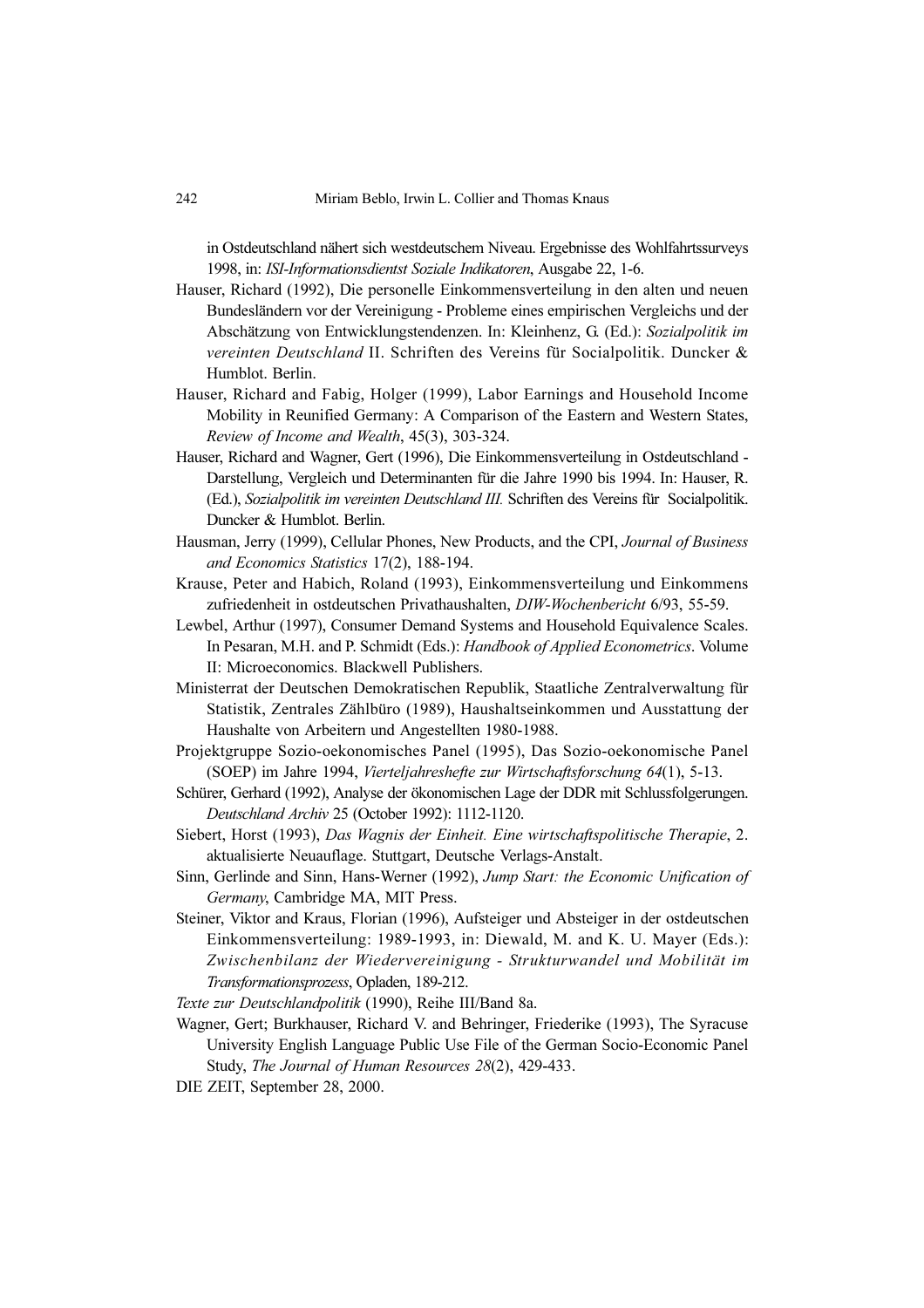in Ostdeutschland nähert sich westdeutschem Niveau. Ergebnisse des Wohlfahrtssurveys 1998, in: *ISI-Informationsdientst Soziale Indikatoren*, Ausgabe 22, 1-6.

Hauser, Richard (1992), Die personelle Einkommensverteilung in den alten und neuen Bundesländern vor der Vereinigung - Probleme eines empirischen Vergleichs und der Abschätzung von Entwicklungstendenzen. In: Kleinhenz, G. (Ed.): *Sozialpolitik im vereinten Deutschland* II. Schriften des Vereins für Socialpolitik. Duncker & Humblot. Berlin.

Hauser, Richard and Fabig, Holger (1999), Labor Earnings and Household Income Mobility in Reunified Germany: A Comparison of the Eastern and Western States, *Review of Income and Wealth*, 45(3), 303-324.

Hauser, Richard and Wagner, Gert (1996), Die Einkommensverteilung in Ostdeutschland - Darstellung, Vergleich und Determinanten für die Jahre 1990 bis 1994. In: Hauser, R. (Ed.), *Sozialpolitik im vereinten Deutschland III.* Schriften des Vereins für Socialpolitik. Duncker & Humblot. Berlin.

Hausman, Jerry (1999), Cellular Phones, New Products, and the CPI, *Journal of Business and Economics Statistics* 17(2), 188-194.

Krause, Peter and Habich, Roland (1993), Einkommensverteilung und Einkommens zufriedenheit in ostdeutschen Privathaushalten, *DIW-Wochenbericht* 6/93, 55-59.

Lewbel, Arthur (1997), Consumer Demand Systems and Household Equivalence Scales. In Pesaran, M.H. and P. Schmidt (Eds.): *Handbook of Applied Econometrics*. Volume II: Microeconomics. Blackwell Publishers.

Ministerrat der Deutschen Demokratischen Republik, Staatliche Zentralverwaltung für Statistik, Zentrales Zählbüro (1989), Haushaltseinkommen und Ausstattung der Haushalte von Arbeitern und Angestellten 1980-1988.

Projektgruppe Sozio-oekonomisches Panel (1995), Das Sozio-oekonomische Panel (SOEP) im Jahre 1994, *Vierteljahreshefte zur Wirtschaftsforschung 64*(1), 5-13.

Schürer, Gerhard (1992), Analyse der ökonomischen Lage der DDR mit Schlussfolgerungen. *Deutschland Archiv* 25 (October 1992): 1112-1120.

Siebert, Horst (1993), *Das Wagnis der Einheit. Eine wirtschaftspolitische Therapie*, 2. aktualisierte Neuauflage. Stuttgart, Deutsche Verlags-Anstalt.

Sinn, Gerlinde and Sinn, Hans-Werner (1992), *Jump Start: the Economic Unification of Germany*, Cambridge MA, MIT Press.

Steiner, Viktor and Kraus, Florian (1996), Aufsteiger und Absteiger in der ostdeutschen Einkommensverteilung: 1989-1993, in: Diewald, M. and K. U. Mayer (Eds.): *Zwischenbilanz der Wiedervereinigung - Strukturwandel und Mobilität im Transformationsprozess*, Opladen, 189-212.

*Texte zur Deutschlandpolitik* (1990), Reihe III/Band 8a.

Wagner, Gert; Burkhauser, Richard V. and Behringer, Friederike (1993), The Syracuse University English Language Public Use File of the German Socio-Economic Panel Study, *The Journal of Human Resources 28*(2), 429-433.

DIE ZEIT, September 28, 2000.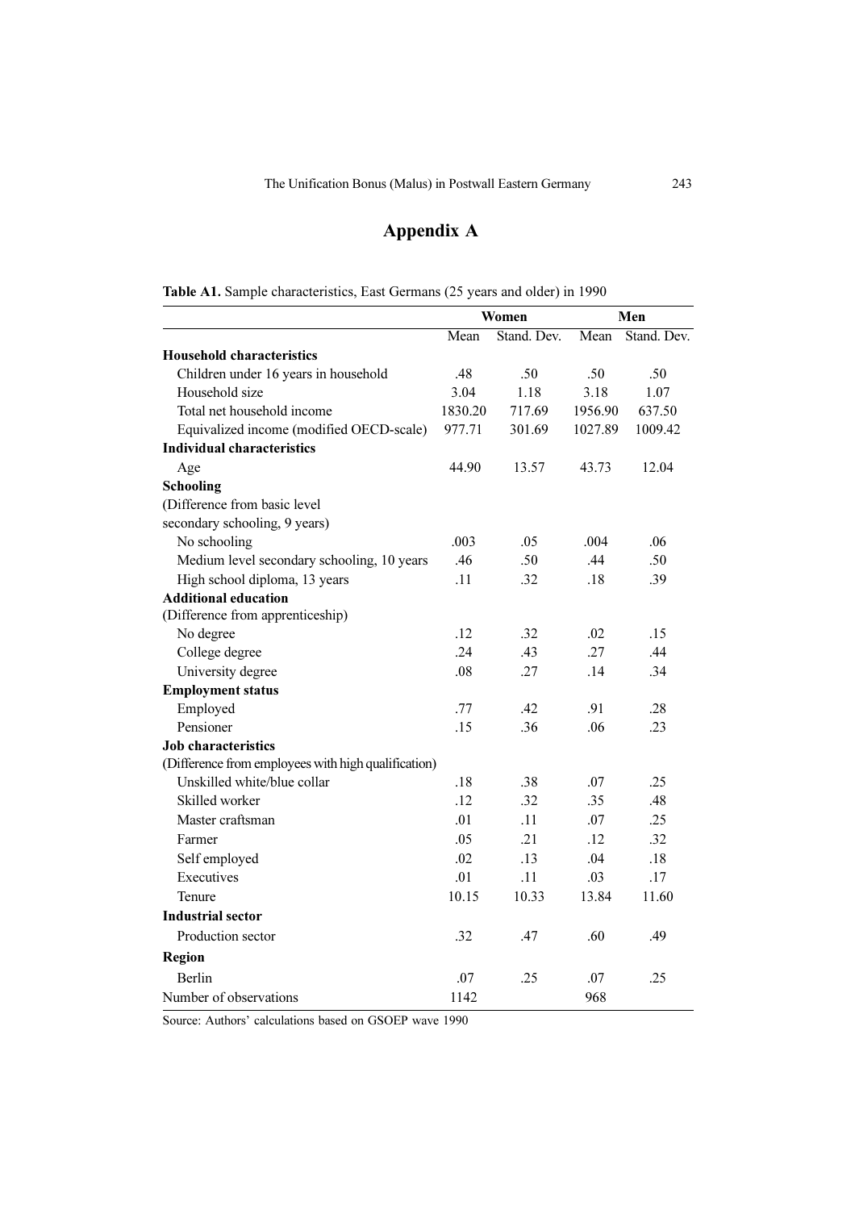# Appendix A

**Table A1.** Sample characteristics, East Germans (25 years and older) in 1990

| | Women | | Men | |
|---|---|---|---|---|
| | Mean | Stand. Dev. | Mean | Stand. Dev. |
| **Household characteristics** | | | | |
| Children under 16 years in household | .48 | .50 | .50 | .50 |
| Household size | 3.04 | 1.18 | 3.18 | 1.07 |
| Total net household income | 1830.20 | 717.69 | 1956.90 | 637.50 |
| Equivalized income (modified OECD-scale) | 977.71 | 301.69 | 1027.89 | 1009.42 |
| **Individual characteristics** | | | | |
| Age | 44.90 | 13.57 | 43.73 | 12.04 |
| **Schooling** | | | | |
| (Difference from basic level secondary schooling, 9 years) | | | | |
| No schooling | .003 | .05 | .004 | .06 |
| Medium level secondary schooling, 10 years | .46 | .50 | .44 | .50 |
| High school diploma, 13 years | .11 | .32 | .18 | .39 |
| **Additional education** | | | | |
| (Difference from apprenticeship) | | | | |
| No degree | .12 | .32 | .02 | .15 |
| College degree | .24 | .43 | .27 | .44 |
| University degree | .08 | .27 | .14 | .34 |
| **Employment status** | | | | |
| Employed | .77 | .42 | .91 | .28 |
| Pensioner | .15 | .36 | .06 | .23 |
| **Job characteristics** | | | | |
| (Difference from employees with high qualification) | | | | |
| Unskilled white/blue collar | .18 | .38 | .07 | .25 |
| Skilled worker | .12 | .32 | .35 | .48 |
| Master craftsman | .01 | .11 | .07 | .25 |
| Farmer | .05 | .21 | .12 | .32 |
| Self employed | .02 | .13 | .04 | .18 |
| Executives | .01 | .11 | .03 | .17 |
| Tenure | 10.15 | 10.33 | 13.84 | 11.60 |
| **Industrial sector** | | | | |
| Production sector | .32 | .47 | .60 | .49 |
| **Region** | | | | |
| Berlin | .07 | .25 | .07 | .25 |
| Number of observations | 1142 | | 968 | |

Source: Authors' calculations based on GSOEP wave 1990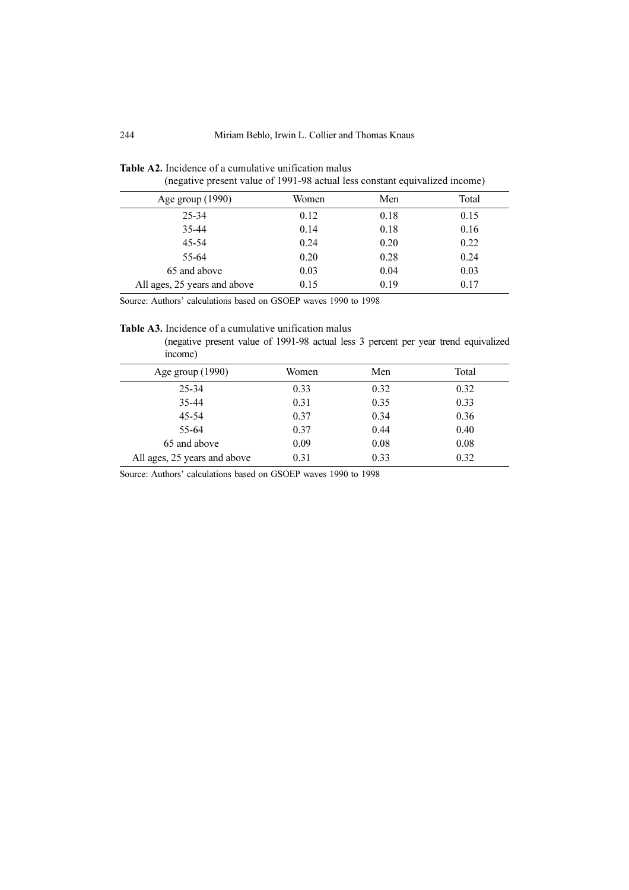**Table A2.** Incidence of a cumulative unification malus
(negative present value of 1991-98 actual less constant equivalized income)

| Age group (1990) | Women | Men | Total |
|---|---|---|---|
| 25-34 | 0.12 | 0.18 | 0.15 |
| 35-44 | 0.14 | 0.18 | 0.16 |
| 45-54 | 0.24 | 0.20 | 0.22 |
| 55-64 | 0.20 | 0.28 | 0.24 |
| 65 and above | 0.03 | 0.04 | 0.03 |
| All ages, 25 years and above | 0.15 | 0.19 | 0.17 |

Source: Authors' calculations based on GSOEP waves 1990 to 1998

**Table A3.** Incidence of a cumulative unification malus
(negative present value of 1991-98 actual less 3 percent per year trend equivalized income)

| Age group (1990) | Women | Men | Total |
|---|---|---|---|
| 25-34 | 0.33 | 0.32 | 0.32 |
| 35-44 | 0.31 | 0.35 | 0.33 |
| 45-54 | 0.37 | 0.34 | 0.36 |
| 55-64 | 0.37 | 0.44 | 0.40 |
| 65 and above | 0.09 | 0.08 | 0.08 |
| All ages, 25 years and above | 0.31 | 0.33 | 0.32 |

Source: Authors' calculations based on GSOEP waves 1990 to 1998